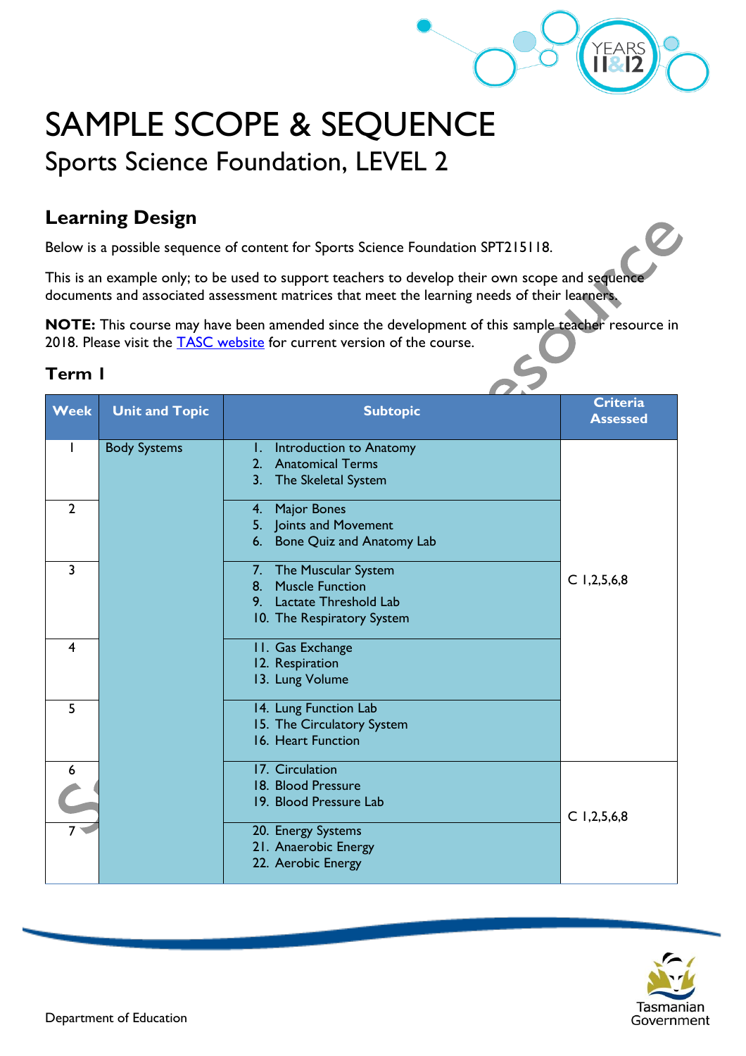# SAMPLE SCOPE & SEQUENCE

## Sports Science Foundation, LEVEL 2

### Learning Design

Below is a possible sequence of content for Sports Science Foundation SPT215118.

This is an example only; to be used to support teachers to develop their own scope and sequence documents and associated assessment matrices that meet the learning needs of their learners.

**NOTE:** This course may have been amended since the development of this sample teacher resource in 2018. Please visit the TASC website for current version of the course.

### Term 1

| Week | Unit and Topic | Subtopic | Criteria Assessed |
|---|---|---|---|
| 1 | Body Systems | 1. Introduction to Anatomy<br>2. Anatomical Terms<br>3. The Skeletal System | C 1,2,5,6,8 |
| 2 | | 4. Major Bones<br>5. Joints and Movement<br>6. Bone Quiz and Anatomy Lab | |
| 3 | | 7. The Muscular System<br>8. Muscle Function<br>9. Lactate Threshold Lab<br>10. The Respiratory System | |
| 4 | | 11. Gas Exchange<br>12. Respiration<br>13. Lung Volume | |
| 5 | | 14. Lung Function Lab<br>15. The Circulatory System<br>16. Heart Function | |
| 6 | | 17. Circulation<br>18. Blood Pressure<br>19. Blood Pressure Lab | C 1,2,5,6,8 |
| 7 | | 20. Energy Systems<br>21. Anaerobic Energy<br>22. Aerobic Energy | |

Department of Education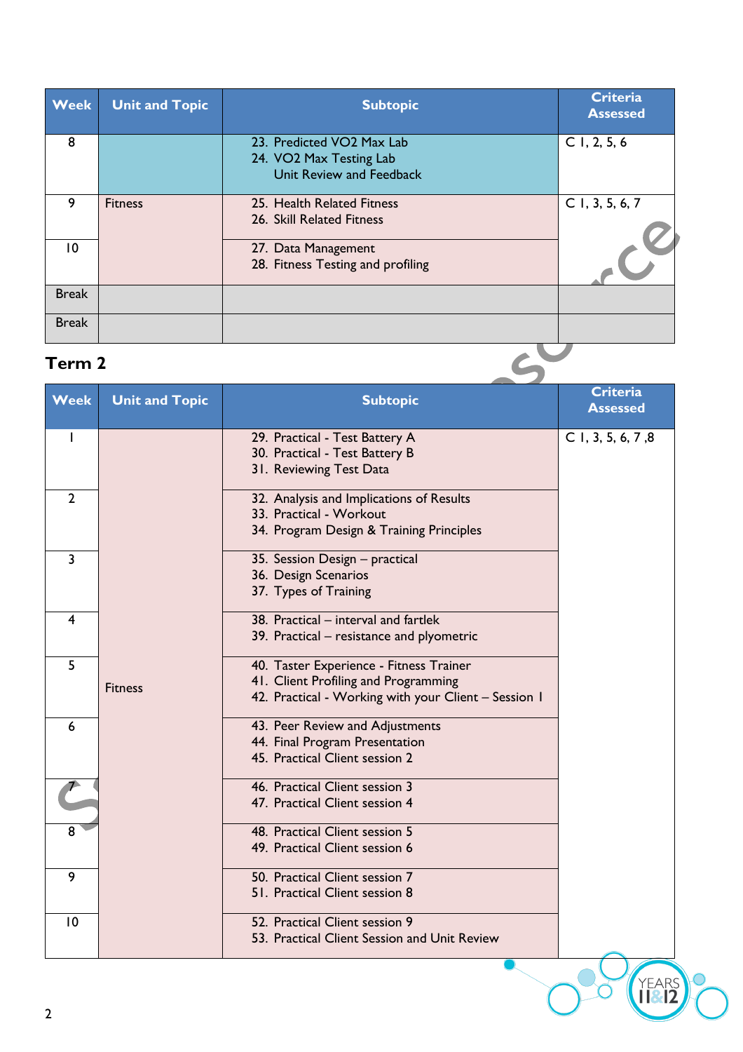| Week | Unit and Topic | Subtopic | Criteria Assessed |
| --- | --- | --- | --- |
| 8 | | 23. Predicted VO2 Max Lab<br>24. VO2 Max Testing Lab<br>Unit Review and Feedback | C 1, 2, 5, 6 |
| 9 | Fitness | 25. Health Related Fitness<br>26. Skill Related Fitness | C 1, 3, 5, 6, 7 |
| 10 | | 27. Data Management<br>28. Fitness Testing and profiling | |
| Break | | | |
| Break | | | |

## Term 2

| Week | Unit and Topic | Subtopic | Criteria Assessed |
| --- | --- | --- | --- |
| 1 | Fitness | 29. Practical - Test Battery A<br>30. Practical - Test Battery B<br>31. Reviewing Test Data | C 1, 3, 5, 6, 7 ,8 |
| 2 | | 32. Analysis and Implications of Results<br>33. Practical - Workout<br>34. Program Design & Training Principles | |
| 3 | | 35. Session Design – practical<br>36. Design Scenarios<br>37. Types of Training | |
| 4 | | 38. Practical – interval and fartlek<br>39. Practical – resistance and plyometric | |
| 5 | | 40. Taster Experience - Fitness Trainer<br>41. Client Profiling and Programming<br>42. Practical - Working with your Client – Session 1 | |
| 6 | | 43. Peer Review and Adjustments<br>44. Final Program Presentation<br>45. Practical Client session 2 | |
| 7 | | 46. Practical Client session 3<br>47. Practical Client session 4 | |
| 8 | | 48. Practical Client session 5<br>49. Practical Client session 6 | |
| 9 | | 50. Practical Client session 7<br>51. Practical Client session 8 | |
| 10 | | 52. Practical Client session 9<br>53. Practical Client Session and Unit Review | |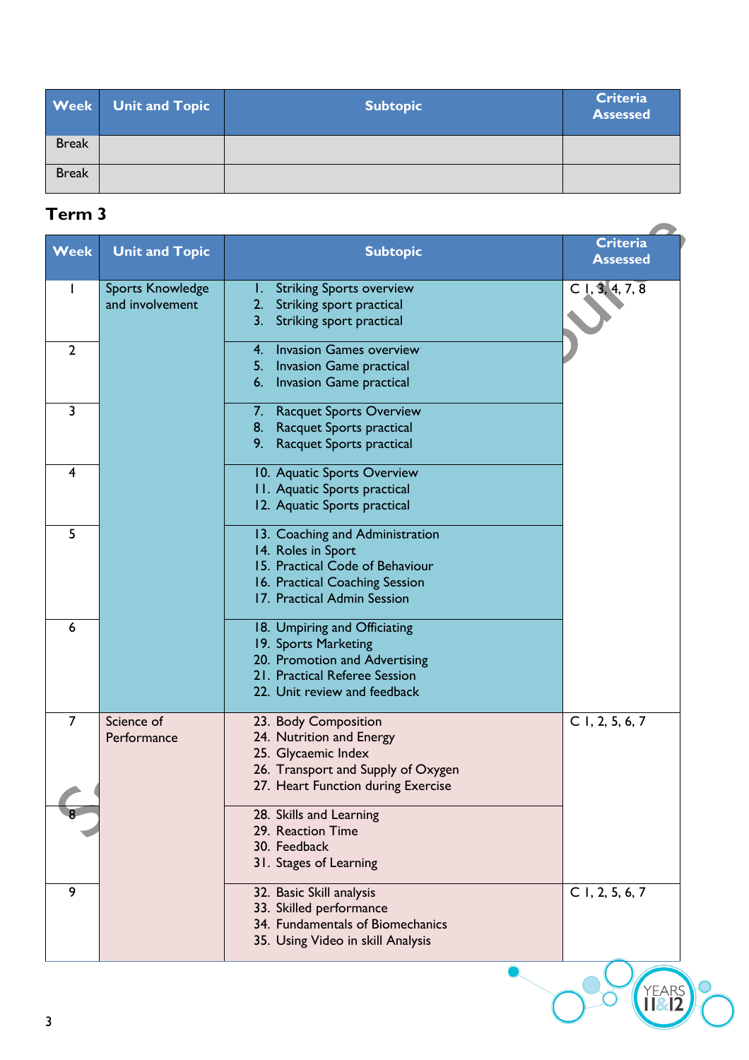| Week | Unit and Topic | Subtopic | Criteria Assessed |
|---|---|---|---|
| Break | | | |
| Break | | | |

## Term 3

| Week | Unit and Topic | Subtopic | Criteria Assessed |
|---|---|---|---|
| 1 | Sports Knowledge and involvement | 1. Striking Sports overview<br>2. Striking sport practical<br>3. Striking sport practical | C 1, 3, 4, 7, 8 |
| 2 | | 4. Invasion Games overview<br>5. Invasion Game practical<br>6. Invasion Game practical | |
| 3 | | 7. Racquet Sports Overview<br>8. Racquet Sports practical<br>9. Racquet Sports practical | |
| 4 | | 10. Aquatic Sports Overview<br>11. Aquatic Sports practical<br>12. Aquatic Sports practical | |
| 5 | | 13. Coaching and Administration<br>14. Roles in Sport<br>15. Practical Code of Behaviour<br>16. Practical Coaching Session<br>17. Practical Admin Session | |
| 6 | | 18. Umpiring and Officiating<br>19. Sports Marketing<br>20. Promotion and Advertising<br>21. Practical Referee Session<br>22. Unit review and feedback | |
| 7 | Science of Performance | 23. Body Composition<br>24. Nutrition and Energy<br>25. Glycaemic Index<br>26. Transport and Supply of Oxygen<br>27. Heart Function during Exercise | C 1, 2, 5, 6, 7 |
| 8 | | 28. Skills and Learning<br>29. Reaction Time<br>30. Feedback<br>31. Stages of Learning | |
| 9 | | 32. Basic Skill analysis<br>33. Skilled performance<br>34. Fundamentals of Biomechanics<br>35. Using Video in skill Analysis | C 1, 2, 5, 6, 7 |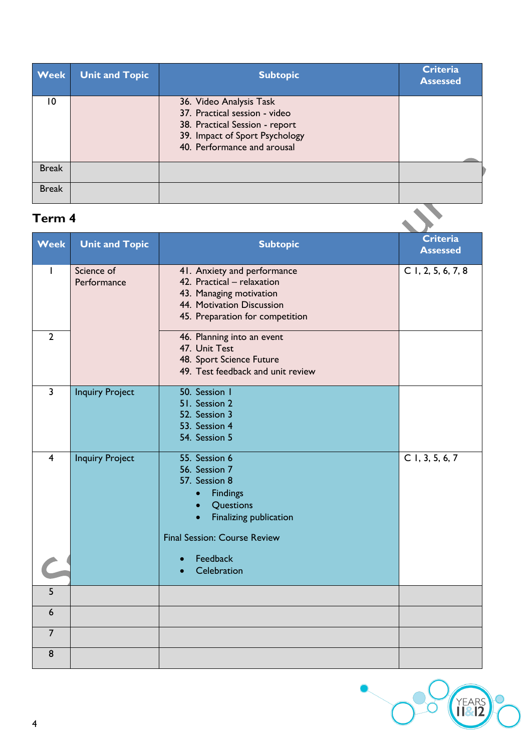| Week | Unit and Topic | Subtopic | Criteria Assessed |
|---|---|---|---|
| 10 | | 36. Video Analysis Task<br>37. Practical session - video<br>38. Practical Session - report<br>39. Impact of Sport Psychology<br>40. Performance and arousal | |
| Break | | | |
| Break | | | |

## Term 4

| Week | Unit and Topic | Subtopic | Criteria Assessed |
|---|---|---|---|
| 1 | Science of Performance | 41. Anxiety and performance<br>42. Practical – relaxation<br>43. Managing motivation<br>44. Motivation Discussion<br>45. Preparation for competition | C 1, 2, 5, 6, 7, 8 |
| 2 | | 46. Planning into an event<br>47. Unit Test<br>48. Sport Science Future<br>49. Test feedback and unit review | |
| 3 | Inquiry Project | 50. Session 1<br>51. Session 2<br>52. Session 3<br>53. Session 4<br>54. Session 5 | |
| 4 | Inquiry Project | 55. Session 6<br>56. Session 7<br>57. Session 8<br>• Findings<br>• Questions<br>• Finalizing publication<br><br>Final Session: Course Review<br><br>• Feedback<br>• Celebration | C 1, 3, 5, 6, 7 |
| 5 | | | |
| 6 | | | |
| 7 | | | |
| 8 | | | |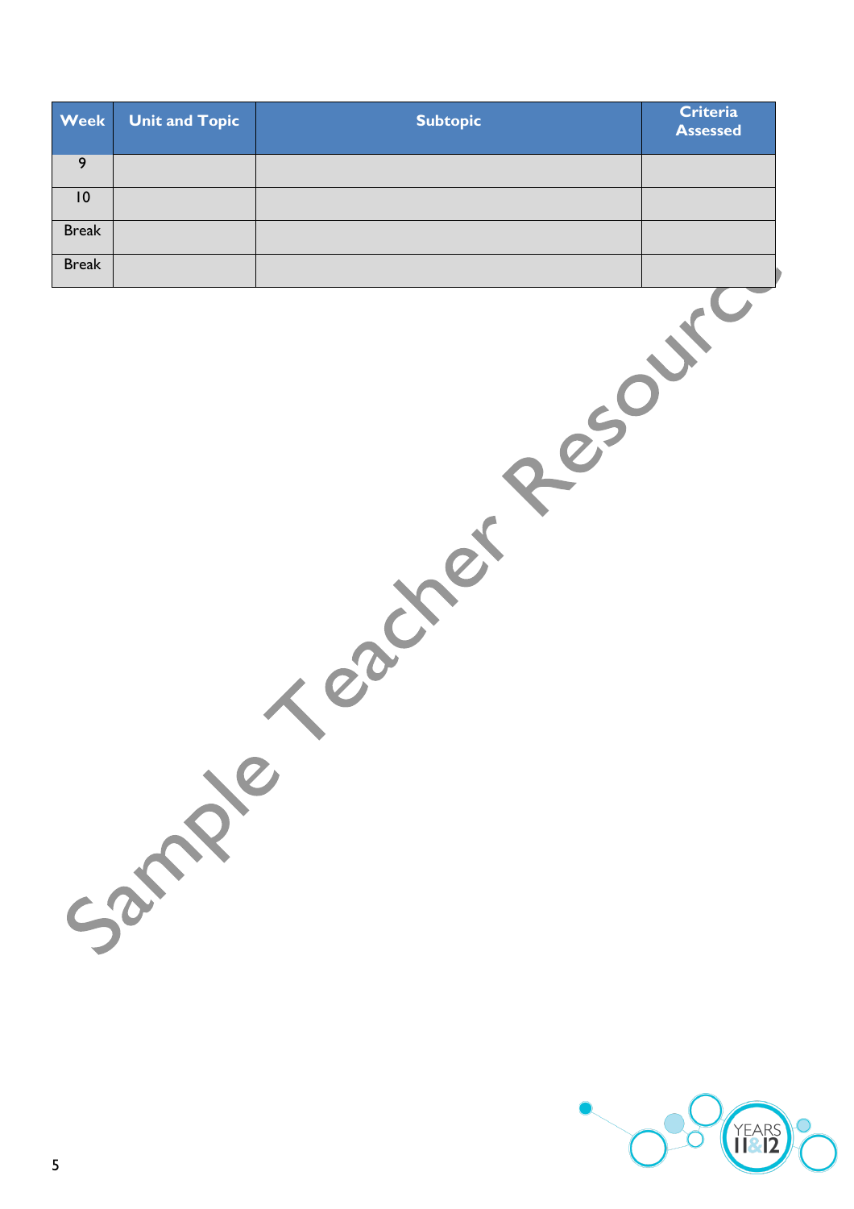| Week | Unit and Topic | Subtopic | Criteria Assessed |
|---|---|---|---|
| 9 | | | |
| 10 | | | |
| Break | | | |
| Break | | | |

Sample Teacher Resource